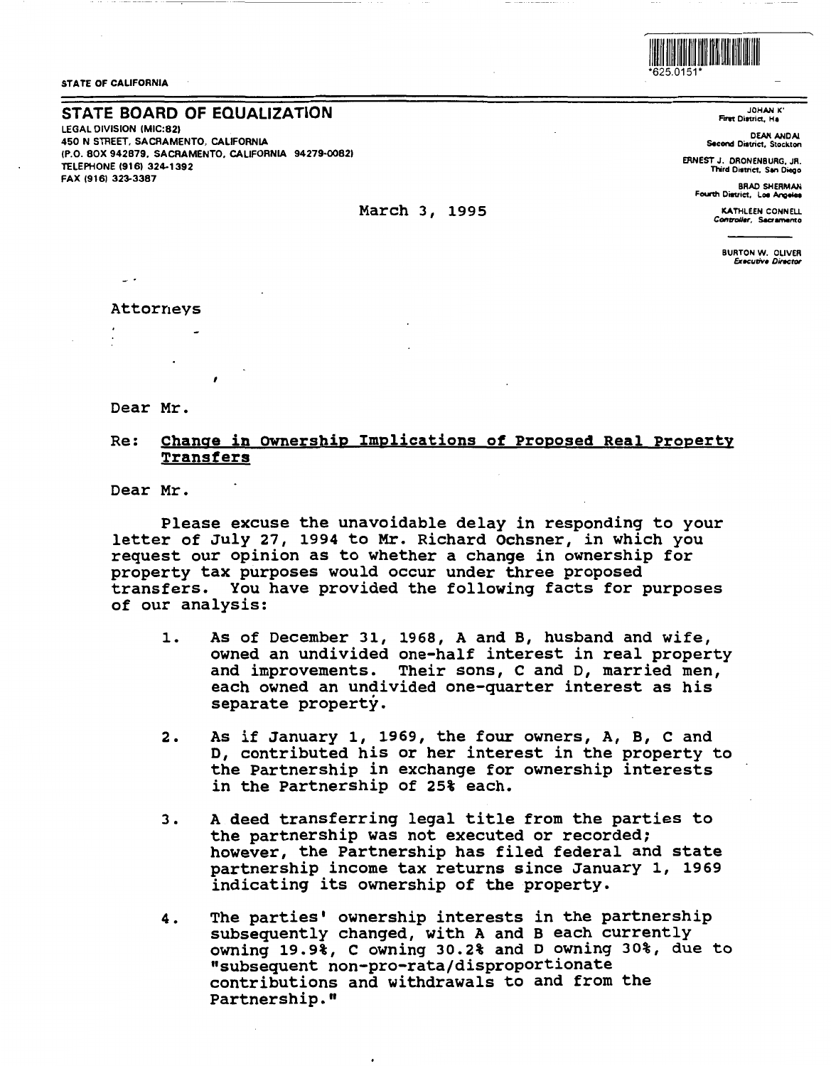*625.0151*

STATE OF CALIFORNIA

## STATE BOARD OF EQUALIZATION

LEGAL DIVISION (MIC:82)
450 N STREET, SACRAMENTO, CALIFORNIA
(P.O. BOX 942879, SACRAMENTO, CALIFORNIA 94279-0082)
TELEPHONE (916) 324-1392
FAX (916) 323-3387

JOHAN K'
First District, Ha

DEAN ANDAL
Second District, Stockton

ERNEST J. DRONENBURG, JR.
Third District, San Diego

BRAD SHERMAN
Fourth District, Los Angeles

KATHLEEN CONNELL
Controller, Sacramento

BURTON W. OLIVER
Executive Director

March 3, 1995

Attorneys

Dear Mr.

Re: **Change in Ownership Implications of Proposed Real Property Transfers**

Dear Mr.

Please excuse the unavoidable delay in responding to your letter of July 27, 1994 to Mr. Richard Ochsner, in which you request our opinion as to whether a change in ownership for property tax purposes would occur under three proposed transfers. You have provided the following facts for purposes of our analysis:

1. As of December 31, 1968, A and B, husband and wife, owned an undivided one-half interest in real property and improvements. Their sons, C and D, married men, each owned an undivided one-quarter interest as his separate property.

2. As if January 1, 1969, the four owners, A, B, C and D, contributed his or her interest in the property to the Partnership in exchange for ownership interests in the Partnership of 25% each.

3. A deed transferring legal title from the parties to the partnership was not executed or recorded; however, the Partnership has filed federal and state partnership income tax returns since January 1, 1969 indicating its ownership of the property.

4. The parties' ownership interests in the partnership subsequently changed, with A and B each currently owning 19.9%, C owning 30.2% and D owning 30%, due to "subsequent non-pro-rata/disproportionate contributions and withdrawals to and from the Partnership."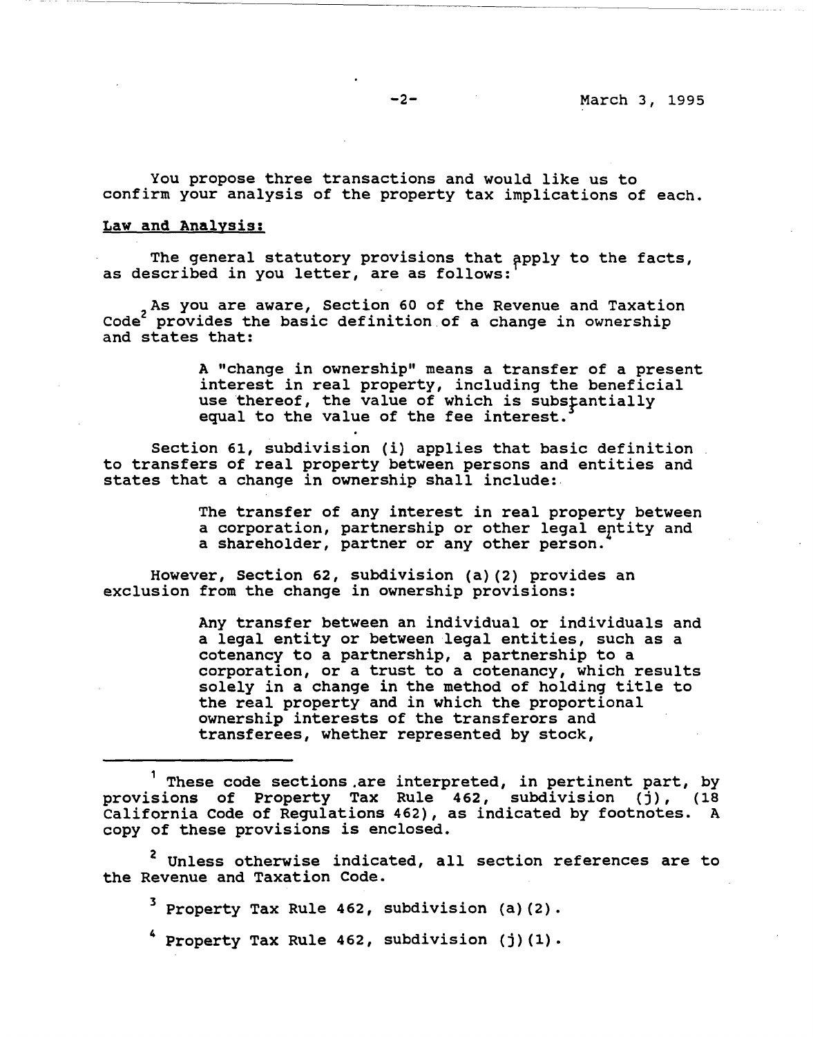You propose three transactions and would like us to confirm your analysis of the property tax implications of each.

**Law and Analysis:**

The general statutory provisions that apply to the facts, as described in you letter, are as follows:[1]

As you are aware, Section 60 of the Revenue and Taxation Code[2] provides the basic definition of a change in ownership and states that:

> A "change in ownership" means a transfer of a present interest in real property, including the beneficial use thereof, the value of which is substantially equal to the value of the fee interest.[3]

Section 61, subdivision (i) applies that basic definition to transfers of real property between persons and entities and states that a change in ownership shall include:

> The transfer of any interest in real property between a corporation, partnership or other legal entity and a shareholder, partner or any other person.[4]

However, Section 62, subdivision (a)(2) provides an exclusion from the change in ownership provisions:

> Any transfer between an individual or individuals and a legal entity or between legal entities, such as a cotenancy to a partnership, a partnership to a corporation, or a trust to a cotenancy, which results solely in a change in the method of holding title to the real property and in which the proportional ownership interests of the transferors and transferees, whether represented by stock,

---

[1] These code sections are interpreted, in pertinent part, by provisions of Property Tax Rule 462, subdivision (j), (18 California Code of Regulations 462), as indicated by footnotes. A copy of these provisions is enclosed.

[2] Unless otherwise indicated, all section references are to the Revenue and Taxation Code.

[3] Property Tax Rule 462, subdivision (a)(2).

[4] Property Tax Rule 462, subdivision (j)(1).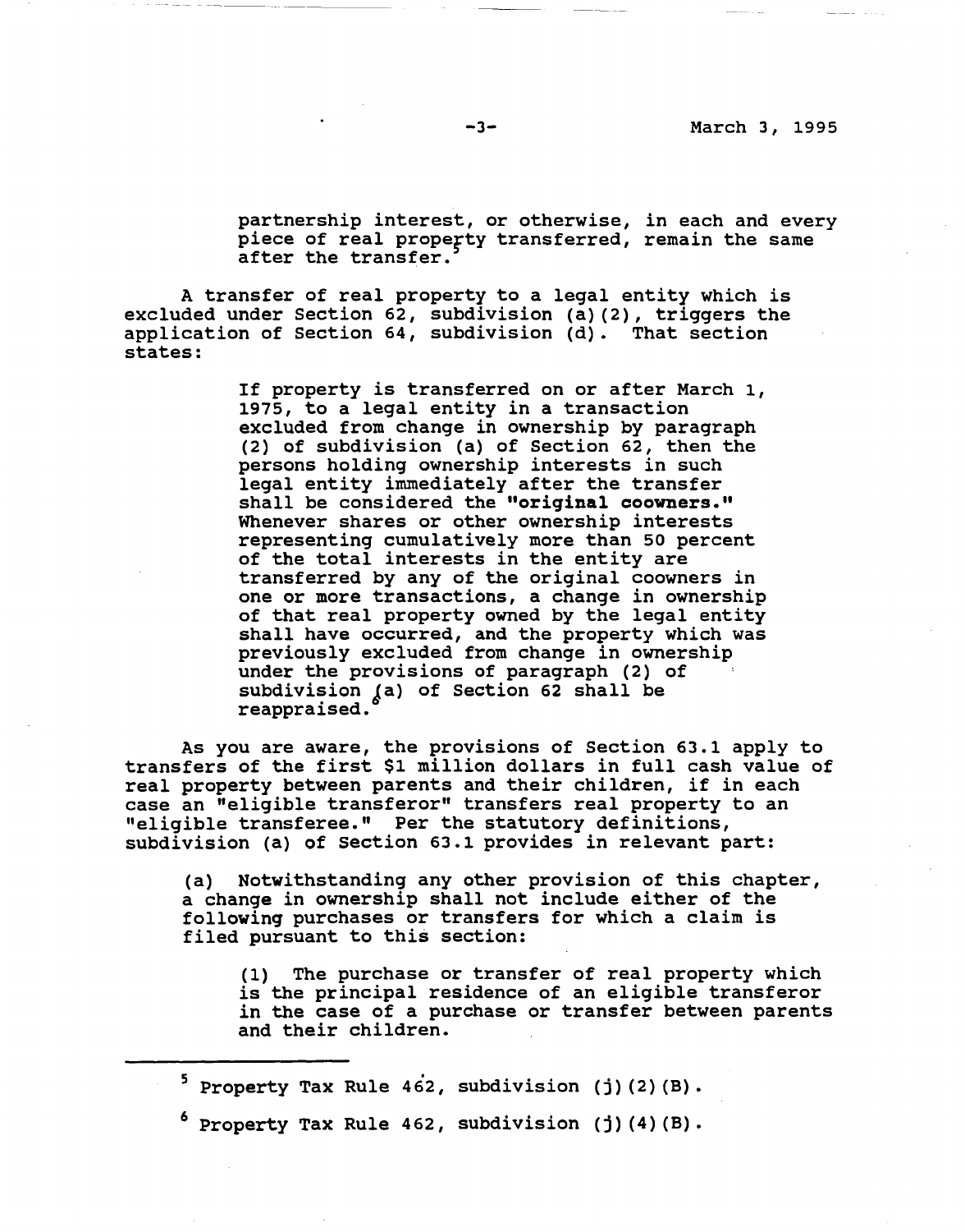partnership interest, or otherwise, in each and every piece of real property transferred, remain the same after the transfer.[5]

A transfer of real property to a legal entity which is excluded under Section 62, subdivision (a)(2), triggers the application of Section 64, subdivision (d). That section states:

> If property is transferred on or after March 1, 1975, to a legal entity in a transaction excluded from change in ownership by paragraph (2) of subdivision (a) of Section 62, then the persons holding ownership interests in such legal entity immediately after the transfer shall be considered the **"original coowners."** Whenever shares or other ownership interests representing cumulatively more than 50 percent of the total interests in the entity are transferred by any of the original coowners in one or more transactions, a change in ownership of that real property owned by the legal entity shall have occurred, and the property which was previously excluded from change in ownership under the provisions of paragraph (2) of subdivision (a) of Section 62 shall be reappraised.[6]

As you are aware, the provisions of Section 63.1 apply to transfers of the first $1 million dollars in full cash value of real property between parents and their children, if in each case an "eligible transferor" transfers real property to an "eligible transferee." Per the statutory definitions, subdivision (a) of Section 63.1 provides in relevant part:

> (a) Notwithstanding any other provision of this chapter, a change in ownership shall not include either of the following purchases or transfers for which a claim is filed pursuant to this section:
>
> > (1) The purchase or transfer of real property which is the principal residence of an eligible transferor in the case of a purchase or transfer between parents and their children.

---

[5] Property Tax Rule 462, subdivision (j)(2)(B).

[6] Property Tax Rule 462, subdivision (j)(4)(B).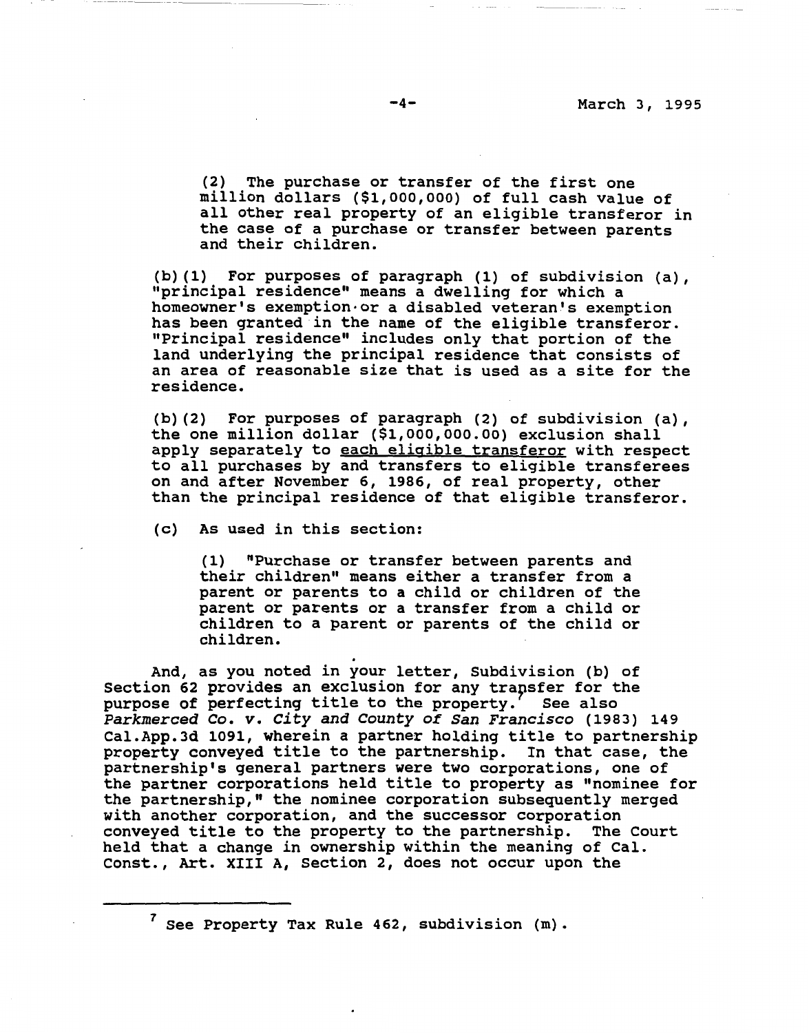(2) The purchase or transfer of the first one million dollars ($1,000,000) of full cash value of all other real property of an eligible transferor in the case of a purchase or transfer between parents and their children.

(b)(1) For purposes of paragraph (1) of subdivision (a), "principal residence" means a dwelling for which a homeowner's exemption or a disabled veteran's exemption has been granted in the name of the eligible transferor. "Principal residence" includes only that portion of the land underlying the principal residence that consists of an area of reasonable size that is used as a site for the residence.

(b)(2) For purposes of paragraph (2) of subdivision (a), the one million dollar ($1,000,000.00) exclusion shall apply separately to <u>each eligible transferor</u> with respect to all purchases by and transfers to eligible transferees on and after November 6, 1986, of real property, other than the principal residence of that eligible transferor.

(c) As used in this section:

(1) "Purchase or transfer between parents and their children" means either a transfer from a parent or parents to a child or children of the parent or parents or a transfer from a child or children to a parent or parents of the child or children.

And, as you noted in your letter, Subdivision (b) of Section 62 provides an exclusion for any transfer for the purpose of perfecting title to the property.[7] See also *Parkmerced Co. v. City and County of San Francisco* (1983) 149 Cal.App.3d 1091, wherein a partner holding title to partnership property conveyed title to the partnership. In that case, the partnership's general partners were two corporations, one of the partner corporations held title to property as "nominee for the partnership," the nominee corporation subsequently merged with another corporation, and the successor corporation conveyed title to the property to the partnership. The Court held that a change in ownership within the meaning of Cal. Const., Art. XIII A, Section 2, does not occur upon the

---

[7] See Property Tax Rule 462, subdivision (m).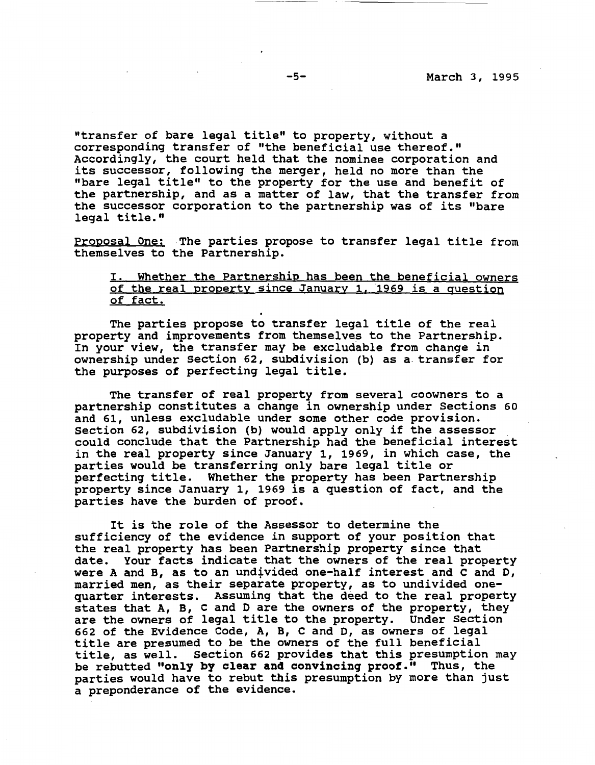"transfer of bare legal title" to property, without a corresponding transfer of "the beneficial use thereof." Accordingly, the court held that the nominee corporation and its successor, following the merger, held no more than the "bare legal title" to the property for the use and benefit of the partnership, and as a matter of law, that the transfer from the successor corporation to the partnership was of its "bare legal title."

Proposal One: The parties propose to transfer legal title from themselves to the Partnership.

> I. Whether the Partnership has been the beneficial owners of the real property since January 1, 1969 is a question of fact.

The parties propose to transfer legal title of the real property and improvements from themselves to the Partnership. In your view, the transfer may be excludable from change in ownership under Section 62, subdivision (b) as a transfer for the purposes of perfecting legal title.

The transfer of real property from several coowners to a partnership constitutes a change in ownership under Sections 60 and 61, unless excludable under some other code provision. Section 62, subdivision (b) would apply only if the assessor could conclude that the Partnership had the beneficial interest in the real property since January 1, 1969, in which case, the parties would be transferring only bare legal title or perfecting title. Whether the property has been Partnership property since January 1, 1969 is a question of fact, and the parties have the burden of proof.

It is the role of the Assessor to determine the sufficiency of the evidence in support of your position that the real property has been Partnership property since that date. Your facts indicate that the owners of the real property were A and B, as to an undivided one-half interest and C and D, married men, as their separate property, as to undivided one-quarter interests. Assuming that the deed to the real property states that A, B, C and D are the owners of the property, they are the owners of legal title to the property. Under Section 662 of the Evidence Code, A, B, C and D, as owners of legal title are presumed to be the owners of the full beneficial title, as well. Section 662 provides that this presumption may be rebutted **"only by clear and convincing proof."** Thus, the parties would have to rebut this presumption by more than just a preponderance of the evidence.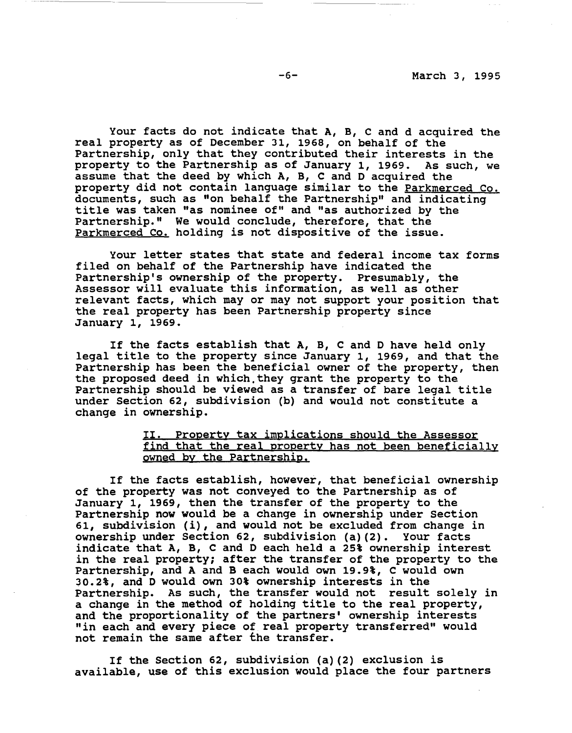Your facts do not indicate that A, B, C and d acquired the real property as of December 31, 1968, on behalf of the Partnership, only that they contributed their interests in the property to the Partnership as of January 1, 1969. As such, we assume that the deed by which A, B, C and D acquired the property did not contain language similar to the Parkmerced Co. documents, such as "on behalf the Partnership" and indicating title was taken "as nominee of" and "as authorized by the Partnership." We would conclude, therefore, that the Parkmerced Co. holding is not dispositive of the issue.

Your letter states that state and federal income tax forms filed on behalf of the Partnership have indicated the Partnership's ownership of the property. Presumably, the Assessor will evaluate this information, as well as other relevant facts, which may or may not support your position that the real property has been Partnership property since January 1, 1969.

If the facts establish that A, B, C and D have held only legal title to the property since January 1, 1969, and that the Partnership has been the beneficial owner of the property, then the proposed deed in which they grant the property to the Partnership should be viewed as a transfer of bare legal title under Section 62, subdivision (b) and would not constitute a change in ownership.

## II. Property tax implications should the Assessor find that the real property has not been beneficially owned by the Partnership.

If the facts establish, however, that beneficial ownership of the property was not conveyed to the Partnership as of January 1, 1969, then the transfer of the property to the Partnership now would be a change in ownership under Section 61, subdivision (i), and would not be excluded from change in ownership under Section 62, subdivision (a)(2). Your facts indicate that A, B, C and D each held a 25% ownership interest in the real property; after the transfer of the property to the Partnership, and A and B each would own 19.9%, C would own 30.2%, and D would own 30% ownership interests in the Partnership. As such, the transfer would not result solely in a change in the method of holding title to the real property, and the proportionality of the partners' ownership interests "in each and every piece of real property transferred" would not remain the same after the transfer.

If the Section 62, subdivision (a)(2) exclusion is available, use of this exclusion would place the four partners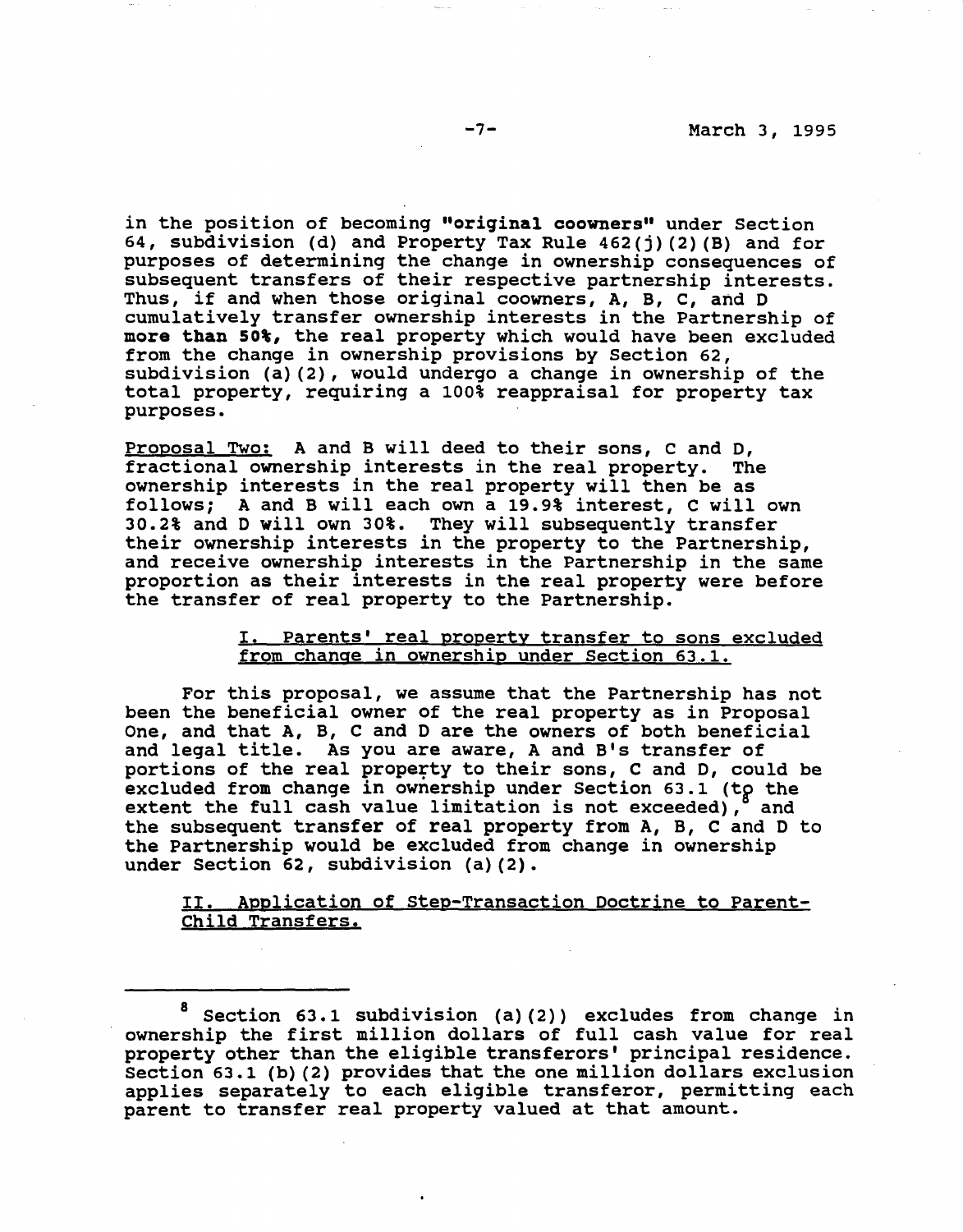in the position of becoming **"original coowners"** under Section 64, subdivision (d) and Property Tax Rule 462(j)(2)(B) and for purposes of determining the change in ownership consequences of subsequent transfers of their respective partnership interests. Thus, if and when those original coowners, A, B, C, and D cumulatively transfer ownership interests in the Partnership of **more than 50%**, the real property which would have been excluded from the change in ownership provisions by Section 62, subdivision (a)(2), would undergo a change in ownership of the total property, requiring a 100% reappraisal for property tax purposes.

Proposal Two: A and B will deed to their sons, C and D, fractional ownership interests in the real property. The ownership interests in the real property will then be as follows; A and B will each own a 19.9% interest, C will own 30.2% and D will own 30%. They will subsequently transfer their ownership interests in the property to the Partnership, and receive ownership interests in the Partnership in the same proportion as their interests in the real property were before the transfer of real property to the Partnership.

### I. Parents' real property transfer to sons excluded from change in ownership under Section 63.1.

For this proposal, we assume that the Partnership has not been the beneficial owner of the real property as in Proposal One, and that A, B, C and D are the owners of both beneficial and legal title. As you are aware, A and B's transfer of portions of the real property to their sons, C and D, could be excluded from change in ownership under Section 63.1 (to the extent the full cash value limitation is not exceeded),[8] and the subsequent transfer of real property from A, B, C and D to the Partnership would be excluded from change in ownership under Section 62, subdivision (a)(2).

### II. Application of Step-Transaction Doctrine to Parent-Child Transfers.

---

[8] Section 63.1 subdivision (a)(2)) excludes from change in ownership the first million dollars of full cash value for real property other than the eligible transferors' principal residence. Section 63.1 (b)(2) provides that the one million dollars exclusion applies separately to each eligible transferor, permitting each parent to transfer real property valued at that amount.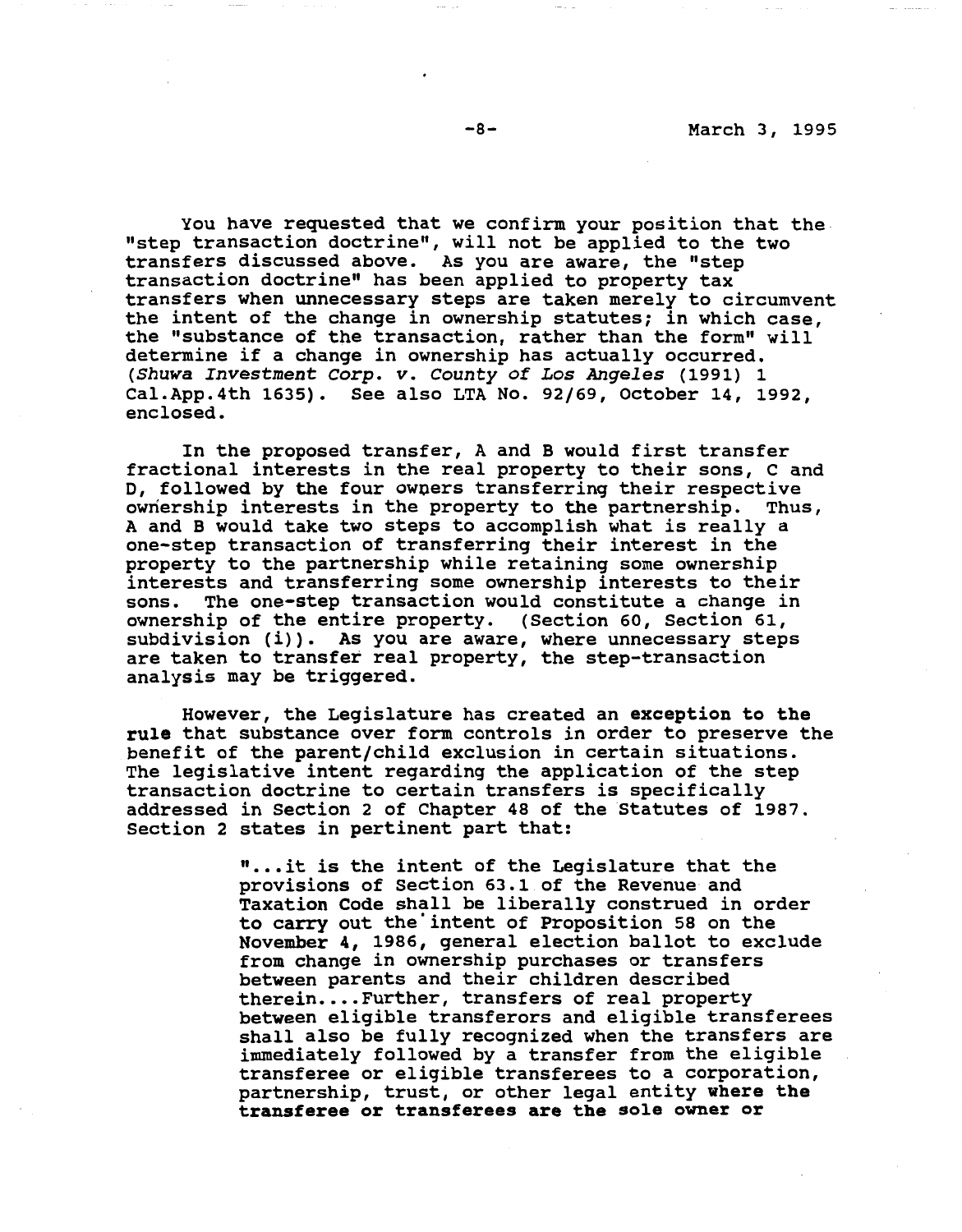You have requested that we confirm your position that the "step transaction doctrine", will not be applied to the two transfers discussed above. As you are aware, the "step transaction doctrine" has been applied to property tax transfers when unnecessary steps are taken merely to circumvent the intent of the change in ownership statutes; in which case, the "substance of the transaction, rather than the form" will determine if a change in ownership has actually occurred. (*Shuwa Investment Corp. v. County of Los Angeles* (1991) 1 Cal.App.4th 1635). See also LTA No. 92/69, October 14, 1992, enclosed.

In the proposed transfer, A and B would first transfer fractional interests in the real property to their sons, C and D, followed by the four owners transferring their respective ownership interests in the property to the partnership. Thus, A and B would take two steps to accomplish what is really a one-step transaction of transferring their interest in the property to the partnership while retaining some ownership interests and transferring some ownership interests to their sons. The one-step transaction would constitute a change in ownership of the entire property. (Section 60, Section 61, subdivision (i)). As you are aware, where unnecessary steps are taken to transfer real property, the step-transaction analysis may be triggered.

However, the Legislature has created an **exception to the rule** that substance over form controls in order to preserve the benefit of the parent/child exclusion in certain situations. The legislative intent regarding the application of the step transaction doctrine to certain transfers is specifically addressed in Section 2 of Chapter 48 of the Statutes of 1987. Section 2 states in pertinent part that:

> "...it is the intent of the Legislature that the provisions of Section 63.1 of the Revenue and Taxation Code shall be liberally construed in order to carry out the intent of Proposition 58 on the November 4, 1986, general election ballot to exclude from change in ownership purchases or transfers between parents and their children described therein....Further, transfers of real property between eligible transferors and eligible transferees shall also be fully recognized when the transfers are immediately followed by a transfer from the eligible transferee or eligible transferees to a corporation, partnership, trust, or other legal entity **where the transferee or transferees are the sole owner or**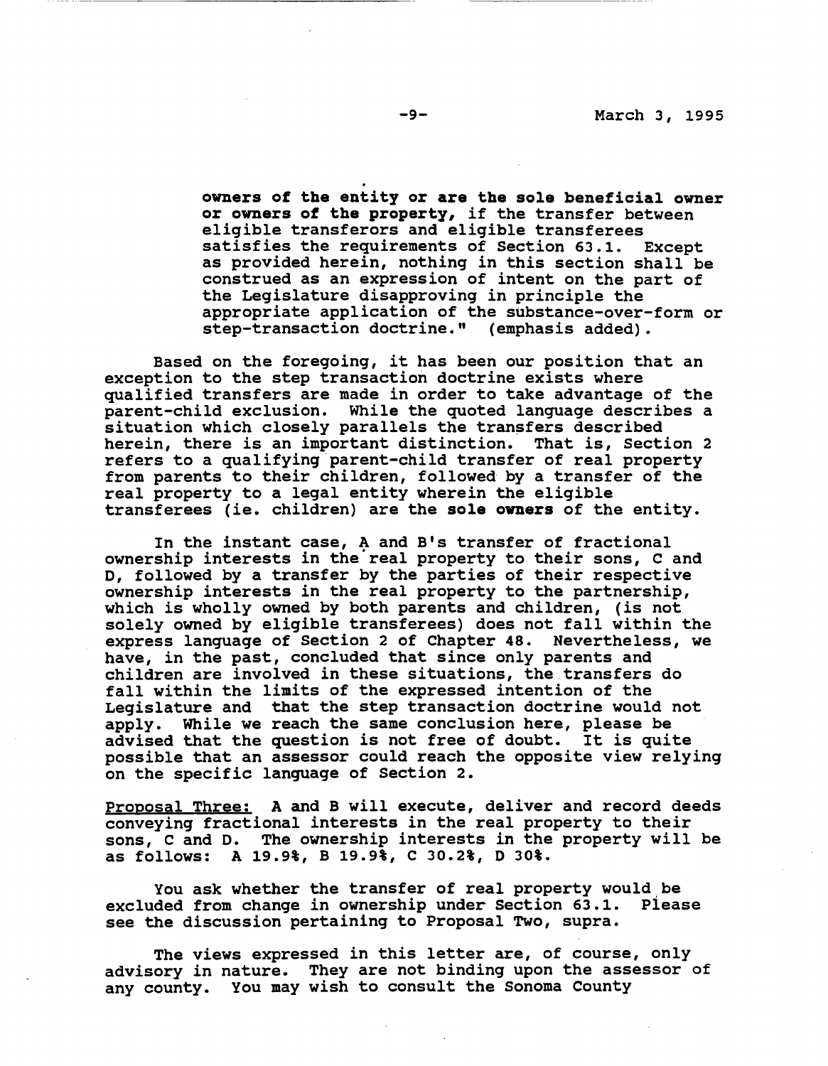> **owners of the entity or are the sole beneficial owner or owners of the property,** if the transfer between eligible transferors and eligible transferees satisfies the requirements of Section 63.1. Except as provided herein, nothing in this section shall be construed as an expression of intent on the part of the Legislature disapproving in principle the appropriate application of the substance-over-form or step-transaction doctrine." (emphasis added).

Based on the foregoing, it has been our position that an exception to the step transaction doctrine exists where qualified transfers are made in order to take advantage of the parent-child exclusion. While the quoted language describes a situation which closely parallels the transfers described herein, there is an important distinction. That is, Section 2 refers to a qualifying parent-child transfer of real property from parents to their children, followed by a transfer of the real property to a legal entity wherein the eligible transferees (ie. children) are the **sole owners** of the entity.

In the instant case, A and B's transfer of fractional ownership interests in the real property to their sons, C and D, followed by a transfer by the parties of their respective ownership interests in the real property to the partnership, which is wholly owned by both parents and children, (is not solely owned by eligible transferees) does not fall within the express language of Section 2 of Chapter 48. Nevertheless, we have, in the past, concluded that since only parents and children are involved in these situations, the transfers do fall within the limits of the expressed intention of the Legislature and that the step transaction doctrine would not apply. While we reach the same conclusion here, please be advised that the question is not free of doubt. It is quite possible that an assessor could reach the opposite view relying on the specific language of Section 2.

Proposal Three: A and B will execute, deliver and record deeds conveying fractional interests in the real property to their sons, C and D. The ownership interests in the property will be as follows: A 19.9%, B 19.9%, C 30.2%, D 30%.

You ask whether the transfer of real property would be excluded from change in ownership under Section 63.1. Please see the discussion pertaining to Proposal Two, supra.

The views expressed in this letter are, of course, only advisory in nature. They are not binding upon the assessor of any county. You may wish to consult the Sonoma County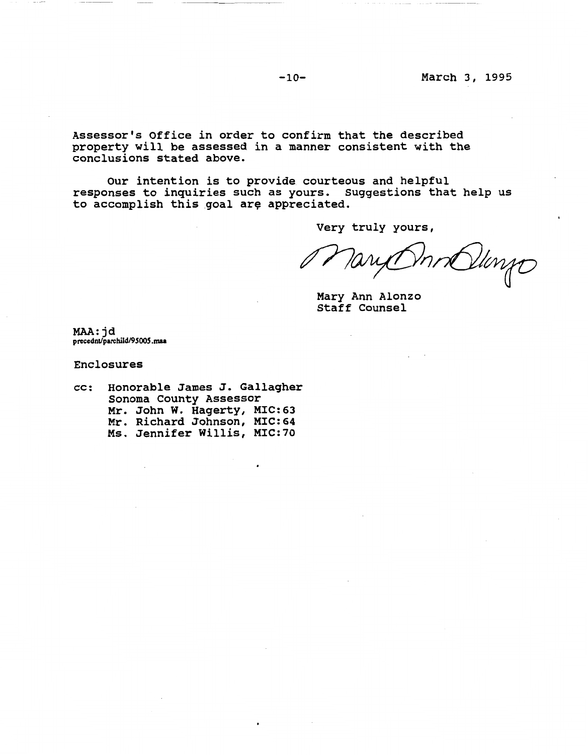Assessor's Office in order to confirm that the described property will be assessed in a manner consistent with the conclusions stated above.

Our intention is to provide courteous and helpful responses to inquiries such as yours. Suggestions that help us to accomplish this goal are appreciated.

Very truly yours,

Mary Ann Alonzo
Staff Counsel

MAA:jd
precednt/parchild/95005.maa

Enclosures

cc: Honorable James J. Gallagher
Sonoma County Assessor
Mr. John W. Hagerty, MIC:63
Mr. Richard Johnson, MIC:64
Ms. Jennifer Willis, MIC:70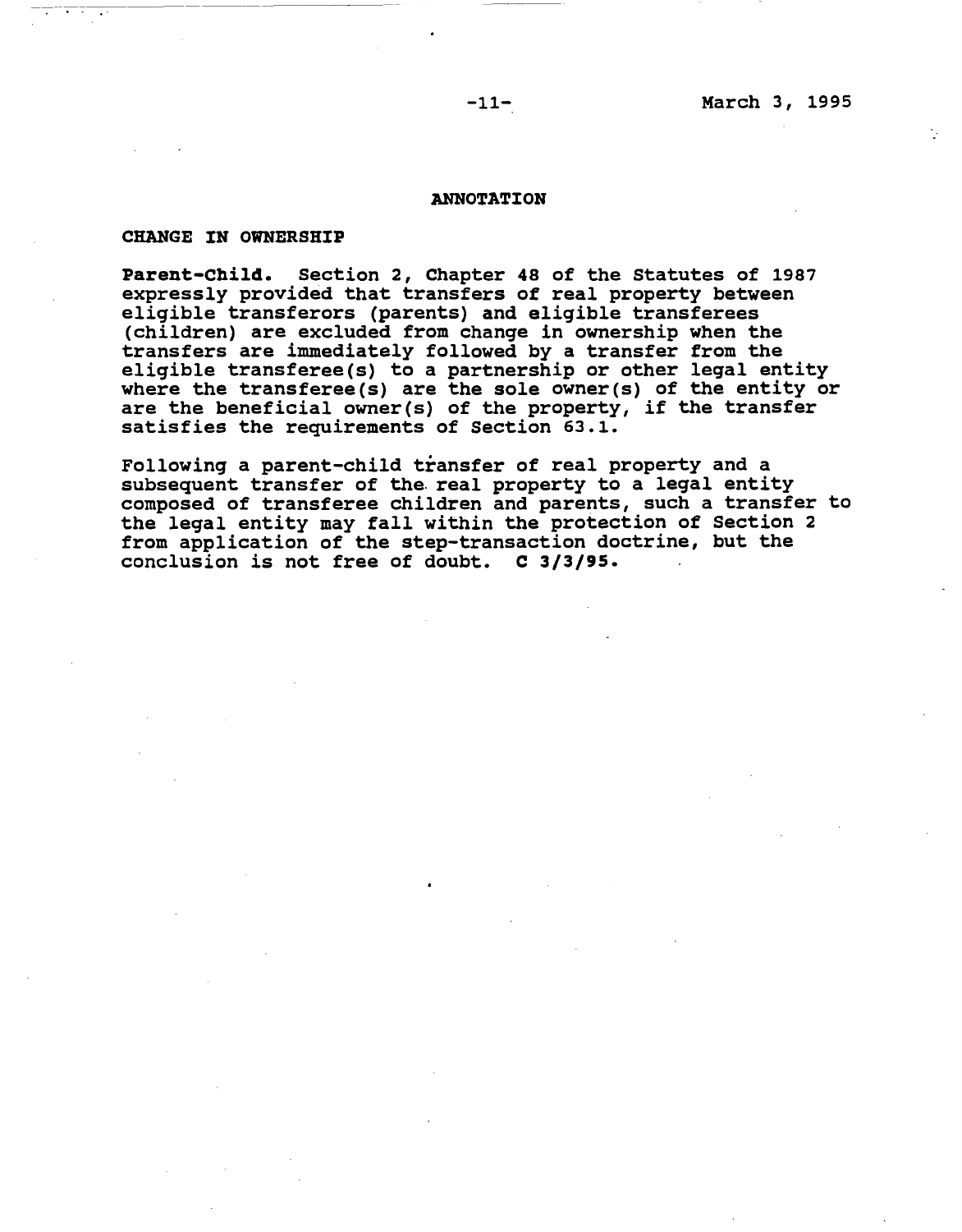## ANNOTATION

### CHANGE IN OWNERSHIP

**Parent-Child.** Section 2, Chapter 48 of the Statutes of 1987 expressly provided that transfers of real property between eligible transferors (parents) and eligible transferees (children) are excluded from change in ownership when the transfers are immediately followed by a transfer from the eligible transferee(s) to a partnership or other legal entity where the transferee(s) are the sole owner(s) of the entity or are the beneficial owner(s) of the property, if the transfer satisfies the requirements of Section 63.1.

Following a parent-child transfer of real property and a subsequent transfer of the real property to a legal entity composed of transferee children and parents, such a transfer to the legal entity may fall within the protection of Section 2 from application of the step-transaction doctrine, but the conclusion is not free of doubt. **C 3/3/95.**